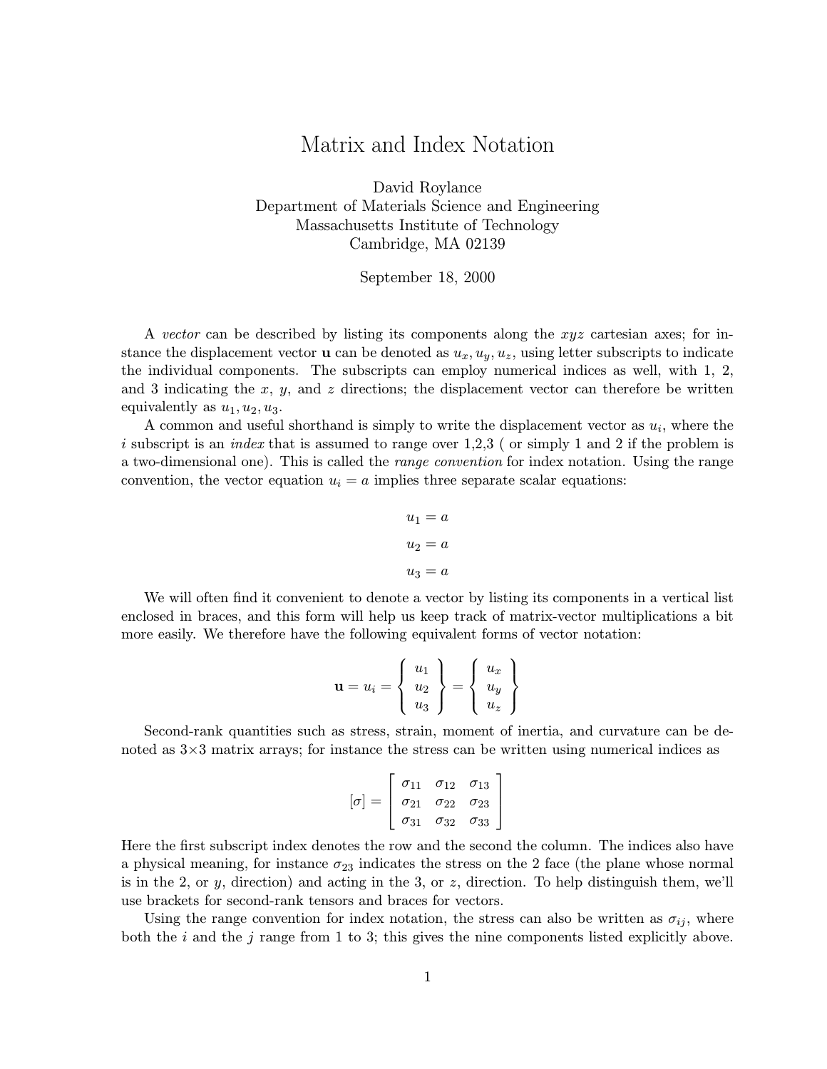# Matrix and Index Notation

David Roylance
Department of Materials Science and Engineering
Massachusetts Institute of Technology
Cambridge, MA 02139

September 18, 2000

A *vector* can be described by listing its components along the $xyz$ cartesian axes; for instance the displacement vector $\mathbf{u}$ can be denoted as $u_x, u_y, u_z$, using letter subscripts to indicate the individual components. The subscripts can employ numerical indices as well, with 1, 2, and 3 indicating the $x$, $y$, and $z$ directions; the displacement vector can therefore be written equivalently as $u_1, u_2, u_3$.

A common and useful shorthand is simply to write the displacement vector as $u_i$, where the $i$ subscript is an *index* that is assumed to range over 1,2,3 ( or simply 1 and 2 if the problem is a two-dimensional one). This is called the *range convention* for index notation. Using the range convention, the vector equation $u_i = a$ implies three separate scalar equations:

$$u_1 = a$$

$$u_2 = a$$

$$u_3 = a$$

We will often find it convenient to denote a vector by listing its components in a vertical list enclosed in braces, and this form will help us keep track of matrix-vector multiplications a bit more easily. We therefore have the following equivalent forms of vector notation:

$$\mathbf{u} = u_i = \left\{ \begin{array}{c} u_1 \\ u_2 \\ u_3 \end{array} \right\} = \left\{ \begin{array}{c} u_x \\ u_y \\ u_z \end{array} \right\}$$

Second-rank quantities such as stress, strain, moment of inertia, and curvature can be denoted as 3×3 matrix arrays; for instance the stress can be written using numerical indices as

$$[\sigma] = \left[ \begin{array}{ccc} \sigma_{11} & \sigma_{12} & \sigma_{13} \\ \sigma_{21} & \sigma_{22} & \sigma_{23} \\ \sigma_{31} & \sigma_{32} & \sigma_{33} \end{array} \right]$$

Here the first subscript index denotes the row and the second the column. The indices also have a physical meaning, for instance $\sigma_{23}$ indicates the stress on the 2 face (the plane whose normal is in the 2, or $y$, direction) and acting in the 3, or $z$, direction. To help distinguish them, we'll use brackets for second-rank tensors and braces for vectors.

Using the range convention for index notation, the stress can also be written as $\sigma_{ij}$, where both the $i$ and the $j$ range from 1 to 3; this gives the nine components listed explicitly above.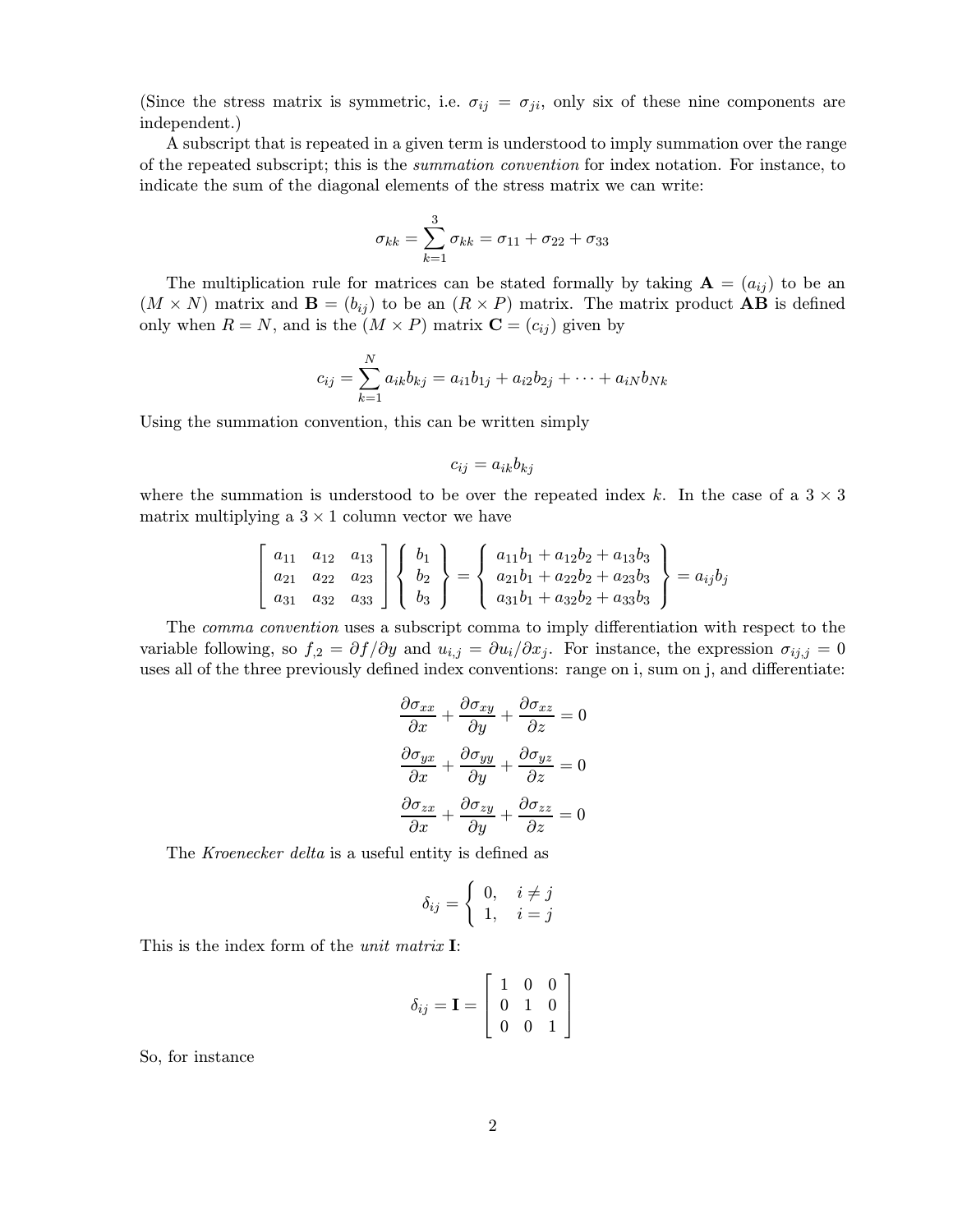(Since the stress matrix is symmetric, i.e. $\sigma_{ij} = \sigma_{ji}$, only six of these nine components are independent.)

A subscript that is repeated in a given term is understood to imply summation over the range of the repeated subscript; this is the *summation convention* for index notation. For instance, to indicate the sum of the diagonal elements of the stress matrix we can write:

$$\sigma_{kk} = \sum_{k=1}^{3} \sigma_{kk} = \sigma_{11} + \sigma_{22} + \sigma_{33}$$

The multiplication rule for matrices can be stated formally by taking $\mathbf{A} = (a_{ij})$ to be an $(M \times N)$ matrix and $\mathbf{B} = (b_{ij})$ to be an $(R \times P)$ matrix. The matrix product $\mathbf{AB}$ is defined only when $R = N$, and is the $(M \times P)$ matrix $\mathbf{C} = (c_{ij})$ given by

$$c_{ij} = \sum_{k=1}^{N} a_{ik} b_{kj} = a_{i1}b_{1j} + a_{i2}b_{2j} + \cdots + a_{iN}b_{Nk}$$

Using the summation convention, this can be written simply

$$c_{ij} = a_{ik} b_{kj}$$

where the summation is understood to be over the repeated index $k$. In the case of a $3 \times 3$ matrix multiplying a $3 \times 1$ column vector we have

$$\begin{bmatrix} a_{11} & a_{12} & a_{13} \\ a_{21} & a_{22} & a_{23} \\ a_{31} & a_{32} & a_{33} \end{bmatrix} \begin{Bmatrix} b_1 \\ b_2 \\ b_3 \end{Bmatrix} = \begin{Bmatrix} a_{11}b_1 + a_{12}b_2 + a_{13}b_3 \\ a_{21}b_1 + a_{22}b_2 + a_{23}b_3 \\ a_{31}b_1 + a_{32}b_2 + a_{33}b_3 \end{Bmatrix} = a_{ij}b_j$$

The *comma convention* uses a subscript comma to imply differentiation with respect to the variable following, so $f_{,2} = \partial f / \partial y$ and $u_{i,j} = \partial u_i / \partial x_j$. For instance, the expression $\sigma_{ij,j} = 0$ uses all of the three previously defined index conventions: range on i, sum on j, and differentiate:

$$\frac{\partial \sigma_{xx}}{\partial x} + \frac{\partial \sigma_{xy}}{\partial y} + \frac{\partial \sigma_{xz}}{\partial z} = 0$$

$$\frac{\partial \sigma_{yx}}{\partial x} + \frac{\partial \sigma_{yy}}{\partial y} + \frac{\partial \sigma_{yz}}{\partial z} = 0$$

$$\frac{\partial \sigma_{zx}}{\partial x} + \frac{\partial \sigma_{zy}}{\partial y} + \frac{\partial \sigma_{zz}}{\partial z} = 0$$

The *Kroenecker delta* is a useful entity is defined as

$$\delta_{ij} = \begin{cases} 0, & i \neq j \\ 1, & i = j \end{cases}$$

This is the index form of the *unit matrix* $\mathbf{I}$:

$$\delta_{ij} = \mathbf{I} = \begin{bmatrix} 1 & 0 & 0 \\ 0 & 1 & 0 \\ 0 & 0 & 1 \end{bmatrix}$$

So, for instance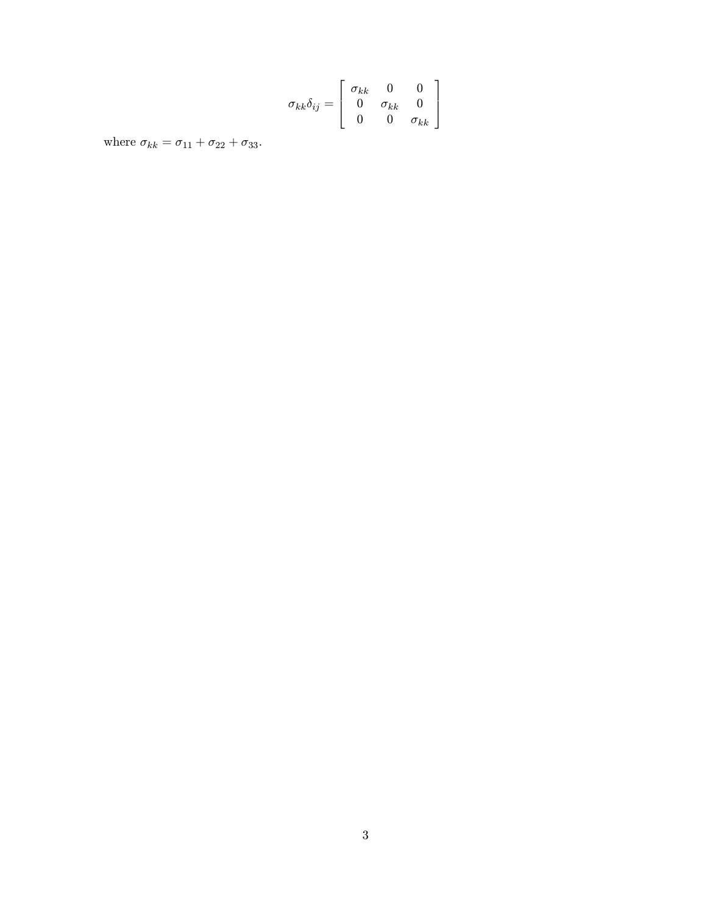$$\sigma_{kk}\delta_{ij} = \left[ \begin{array}{ccc} \sigma_{kk} & 0 & 0 \\ 0 & \sigma_{kk} & 0 \\ 0 & 0 & \sigma_{kk} \end{array} \right]$$

where $\sigma_{kk} = \sigma_{11} + \sigma_{22} + \sigma_{33}$.